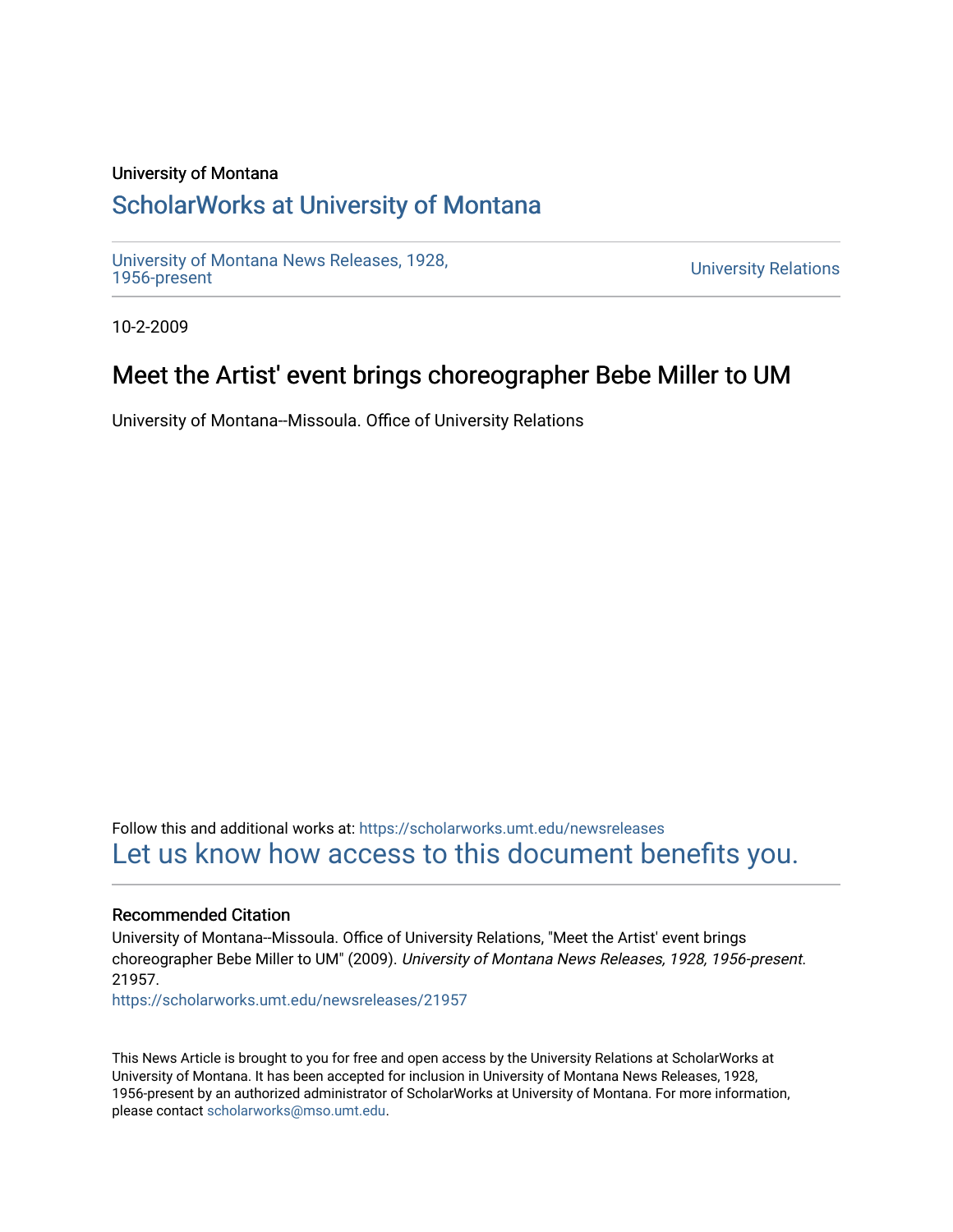University of Montana

# ScholarWorks at University of Montana

University of Montana News Releases, 1928, 1956-present

University Relations

10-2-2009

## Meet the Artist' event brings choreographer Bebe Miller to UM

University of Montana--Missoula. Office of University Relations

Follow this and additional works at: https://scholarworks.umt.edu/newsreleases

Let us know how access to this document benefits you.

### Recommended Citation

University of Montana--Missoula. Office of University Relations, "Meet the Artist' event brings choreographer Bebe Miller to UM" (2009). *University of Montana News Releases, 1928, 1956-present*. 21957.

https://scholarworks.umt.edu/newsreleases/21957

This News Article is brought to you for free and open access by the University Relations at ScholarWorks at University of Montana. It has been accepted for inclusion in University of Montana News Releases, 1928, 1956-present by an authorized administrator of ScholarWorks at University of Montana. For more information, please contact scholarworks@mso.umt.edu.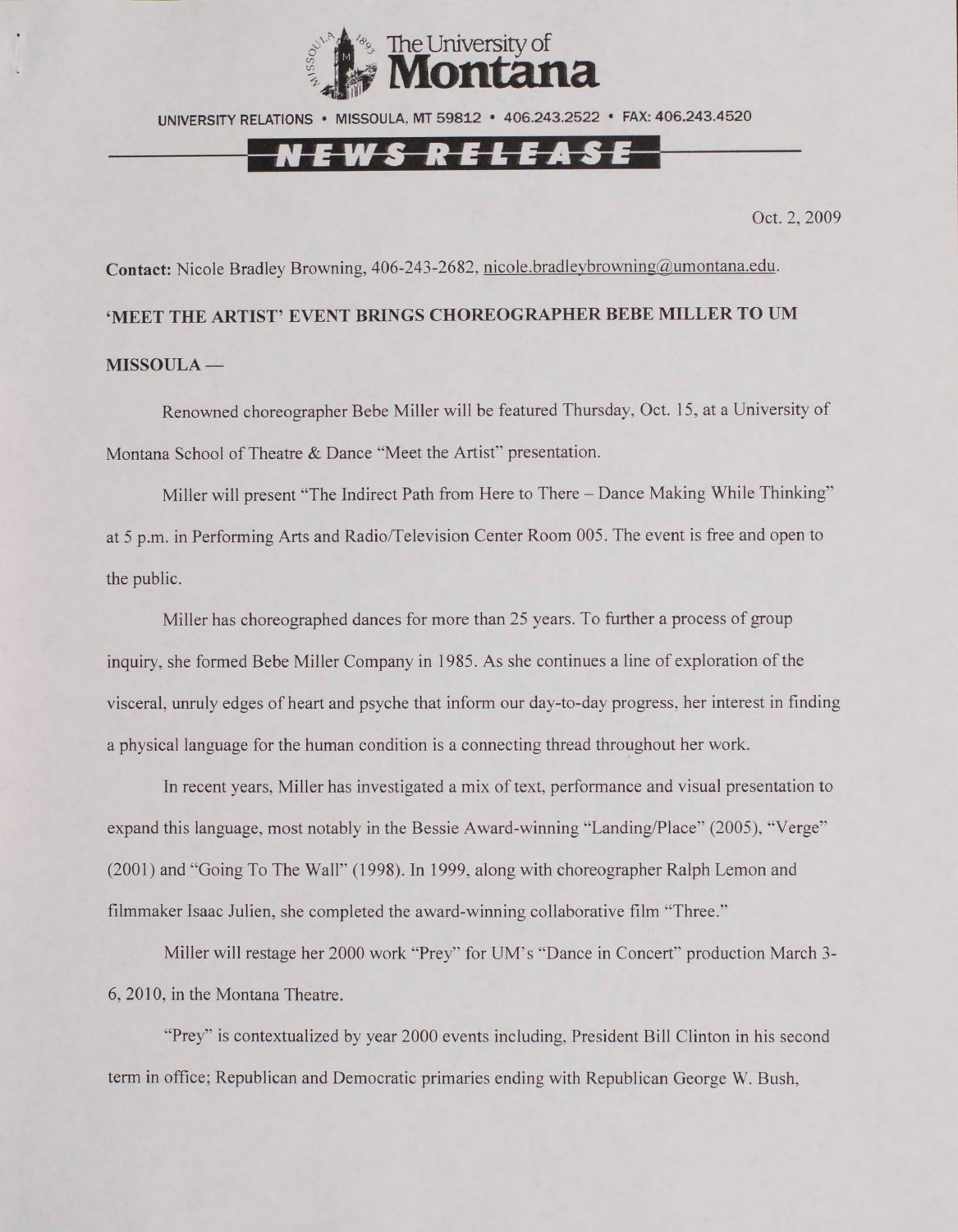# The University of Montana

UNIVERSITY RELATIONS • MISSOULA, MT 59812 • 406.243.2522 • FAX: 406.243.4520

## NEWS RELEASE

Oct. 2, 2009

**Contact:** Nicole Bradley Browning, 406-243-2682, nicole.bradleybrowning@umontana.edu.

**'MEET THE ARTIST' EVENT BRINGS CHOREOGRAPHER BEBE MILLER TO UM**

**MISSOULA —**

Renowned choreographer Bebe Miller will be featured Thursday, Oct. 15, at a University of Montana School of Theatre & Dance "Meet the Artist" presentation.

Miller will present "The Indirect Path from Here to There – Dance Making While Thinking" at 5 p.m. in Performing Arts and Radio/Television Center Room 005. The event is free and open to the public.

Miller has choreographed dances for more than 25 years. To further a process of group inquiry, she formed Bebe Miller Company in 1985. As she continues a line of exploration of the visceral, unruly edges of heart and psyche that inform our day-to-day progress, her interest in finding a physical language for the human condition is a connecting thread throughout her work.

In recent years, Miller has investigated a mix of text, performance and visual presentation to expand this language, most notably in the Bessie Award-winning "Landing/Place" (2005), "Verge" (2001) and "Going To The Wall" (1998). In 1999, along with choreographer Ralph Lemon and filmmaker Isaac Julien, she completed the award-winning collaborative film "Three."

Miller will restage her 2000 work "Prey" for UM's "Dance in Concert" production March 3-6, 2010, in the Montana Theatre.

"Prey" is contextualized by year 2000 events including, President Bill Clinton in his second term in office; Republican and Democratic primaries ending with Republican George W. Bush,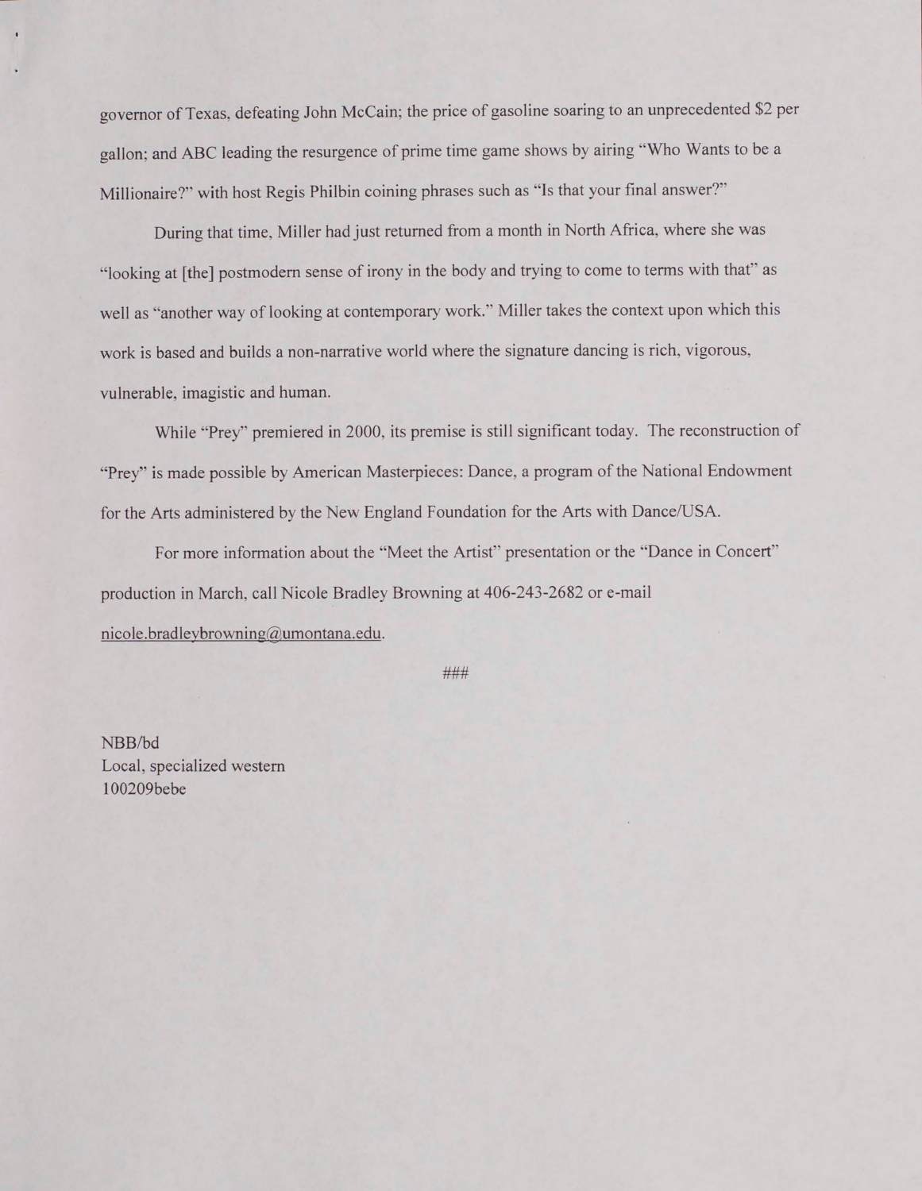governor of Texas, defeating John McCain; the price of gasoline soaring to an unprecedented $2 per gallon; and ABC leading the resurgence of prime time game shows by airing "Who Wants to be a Millionaire?" with host Regis Philbin coining phrases such as "Is that your final answer?"

During that time, Miller had just returned from a month in North Africa, where she was "looking at [the] postmodern sense of irony in the body and trying to come to terms with that" as well as "another way of looking at contemporary work." Miller takes the context upon which this work is based and builds a non-narrative world where the signature dancing is rich, vigorous, vulnerable, imagistic and human.

While "Prey" premiered in 2000, its premise is still significant today. The reconstruction of "Prey" is made possible by American Masterpieces: Dance, a program of the National Endowment for the Arts administered by the New England Foundation for the Arts with Dance/USA.

For more information about the "Meet the Artist" presentation or the "Dance in Concert" production in March, call Nicole Bradley Browning at 406-243-2682 or e-mail nicole.bradleybrowning@umontana.edu.

###

NBB/bd
Local, specialized western
100209bebe